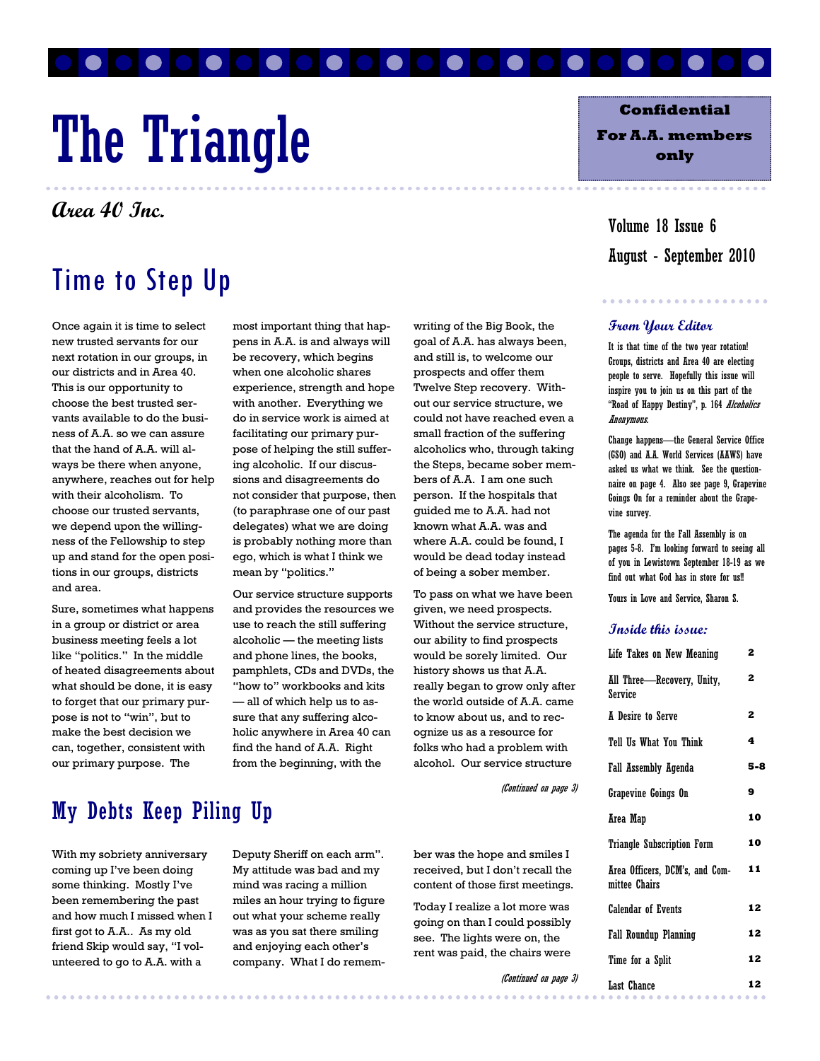# The Triangle

**Confidential For A.A. members only**

*Area 40 Inc.*

Volume 18 Issue 6

August - September 2010

## Time to Step Up

Once again it is time to select new trusted servants for our next rotation in our groups, in our districts and in Area 40. This is our opportunity to choose the best trusted servants available to do the business of A.A. so we can assure that the hand of A.A. will always be there when anyone, anywhere, reaches out for help with their alcoholism. To choose our trusted servants, we depend upon the willingness of the Fellowship to step up and stand for the open positions in our groups, districts and area.

Sure, sometimes what happens in a group or district or area business meeting feels a lot like "politics." In the middle of heated disagreements about what should be done, it is easy to forget that our primary purpose is not to "win", but to make the best decision we can, together, consistent with our primary purpose. The most important thing that happens in A.A. is and always will be recovery, which begins when one alcoholic shares experience, strength and hope with another. Everything we do in service work is aimed at facilitating our primary purpose of helping the still suffering alcoholic. If our discussions and disagreements do not consider that purpose, then (to paraphrase one of our past delegates) what we are doing is probably nothing more than ego, which is what I think we mean by "politics."

Our service structure supports and provides the resources we use to reach the still suffering alcoholic — the meeting lists and phone lines, the books, pamphlets, CDs and DVDs, the "how to" workbooks and kits — all of which help us to assure that any suffering alcoholic anywhere in Area 40 can find the hand of A.A. Right from the beginning, with the writing of the Big Book, the goal of A.A. has always been, and still is, to welcome our prospects and offer them Twelve Step recovery. Without our service structure, we could not have reached even a small fraction of the suffering alcoholics who, through taking the Steps, became sober members of A.A. I am one such person. If the hospitals that guided me to A.A. had not known what A.A. was and where A.A. could be found, I would be dead today instead of being a sober member.

To pass on what we have been given, we need prospects. Without the service structure, our ability to find prospects would be sorely limited. Our history shows us that A.A. really began to grow only after the world outside of A.A. came to know about us, and to recognize us as a resource for folks who had a problem with alcohol. Our service structure

*(Continued on page 3)*

## My Debts Keep Piling Up

With my sobriety anniversary coming up I've been doing some thinking. Mostly I've been remembering the past and how much I missed when I first got to A.A.. As my old friend Skip would say, "I volunteered to go to A.A. with a Deputy Sheriff on each arm". My attitude was bad and my mind was racing a million miles an hour trying to figure out what your scheme really was as you sat there smiling and enjoying each other's company. What I do remember was the hope and smiles I received, but I don't recall the content of those first meetings.

Today I realize a lot more was going on than I could possibly see. The lights were on, the rent was paid, the chairs were

*(Continued on page 3)*

### *From Your Editor*

It is that time of the two year rotation! Groups, districts and Area 40 are electing people to serve. Hopefully this issue will inspire you to join us on this part of the "Road of Happy Destiny", p. 164 *Alcoholics Anonymous*.

Change happens—the General Service Office (GSO) and A.A. World Services (AAWS) have asked us what we think. See the questionnaire on page 4. Also see page 9, Grapevine Goings On for a reminder about the Grapevine survey.

The agenda for the Fall Assembly is on pages 5-8. I'm looking forward to seeing all of you in Lewistown September 18-19 as we find out what God has in store for us!!

Yours in Love and Service, Sharon S.

### *Inside this issue:*

| | |
|---|---|
| Life Takes on New Meaning | 2 |
| All Three—Recovery, Unity, Service | 2 |
| A Desire to Serve | 2 |
| Tell Us What You Think | 4 |
| Fall Assembly Agenda | 5-8 |
| Grapevine Goings On | 9 |
| Area Map | 10 |
| Triangle Subscription Form | 10 |
| Area Officers, DCM's, and Committee Chairs | 11 |
| Calendar of Events | 12 |
| Fall Roundup Planning | 12 |
| Time for a Split | 12 |
| Last Chance | 12 |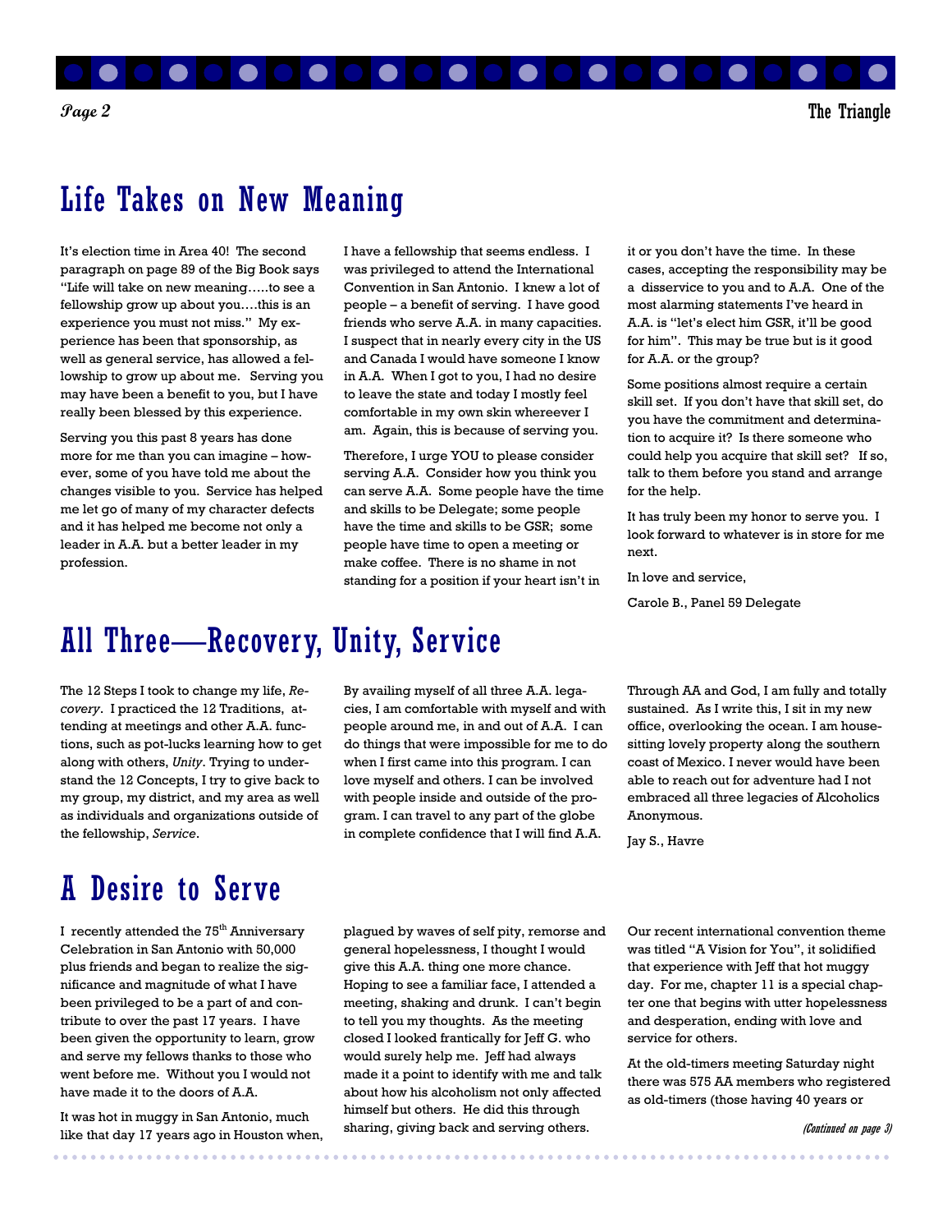# Life Takes on New Meaning

It's election time in Area 40! The second paragraph on page 89 of the Big Book says "Life will take on new meaning…..to see a fellowship grow up about you….this is an experience you must not miss." My experience has been that sponsorship, as well as general service, has allowed a fellowship to grow up about me. Serving you may have been a benefit to you, but I have really been blessed by this experience.

Serving you this past 8 years has done more for me than you can imagine – however, some of you have told me about the changes visible to you. Service has helped me let go of many of my character defects and it has helped me become not only a leader in A.A. but a better leader in my profession.

I have a fellowship that seems endless. I was privileged to attend the International Convention in San Antonio. I knew a lot of people – a benefit of serving. I have good friends who serve A.A. in many capacities. I suspect that in nearly every city in the US and Canada I would have someone I know in A.A. When I got to you, I had no desire to leave the state and today I mostly feel comfortable in my own skin whereever I am. Again, this is because of serving you.

Therefore, I urge YOU to please consider serving A.A. Consider how you think you can serve A.A. Some people have the time and skills to be Delegate; some people have the time and skills to be GSR; some people have time to open a meeting or make coffee. There is no shame in not standing for a position if your heart isn't in it or you don't have the time. In these cases, accepting the responsibility may be a disservice to you and to A.A. One of the most alarming statements I've heard in A.A. is "let's elect him GSR, it'll be good for him". This may be true but is it good for A.A. or the group?

Some positions almost require a certain skill set. If you don't have that skill set, do you have the commitment and determination to acquire it? Is there someone who could help you acquire that skill set? If so, talk to them before you stand and arrange for the help.

It has truly been my honor to serve you. I look forward to whatever is in store for me next.

In love and service,

Carole B., Panel 59 Delegate

# All Three—Recovery, Unity, Service

The 12 Steps I took to change my life, *Recovery*. I practiced the 12 Traditions, attending at meetings and other A.A. functions, such as pot-lucks learning how to get along with others, *Unity*. Trying to understand the 12 Concepts, I try to give back to my group, my district, and my area as well as individuals and organizations outside of the fellowship, *Service*.

By availing myself of all three A.A. legacies, I am comfortable with myself and with people around me, in and out of A.A. I can do things that were impossible for me to do when I first came into this program. I can love myself and others. I can be involved with people inside and outside of the program. I can travel to any part of the globe in complete confidence that I will find A.A.

Through AA and God, I am fully and totally sustained. As I write this, I sit in my new office, overlooking the ocean. I am house-sitting lovely property along the southern coast of Mexico. I never would have been able to reach out for adventure had I not embraced all three legacies of Alcoholics Anonymous.

Jay S., Havre

# A Desire to Serve

I recently attended the 75th Anniversary Celebration in San Antonio with 50,000 plus friends and began to realize the significance and magnitude of what I have been privileged to be a part of and contribute to over the past 17 years. I have been given the opportunity to learn, grow and serve my fellows thanks to those who went before me. Without you I would not have made it to the doors of A.A.

It was hot in muggy in San Antonio, much like that day 17 years ago in Houston when, plagued by waves of self pity, remorse and general hopelessness, I thought I would give this A.A. thing one more chance. Hoping to see a familiar face, I attended a meeting, shaking and drunk. I can't begin to tell you my thoughts. As the meeting closed I looked frantically for Jeff G. who would surely help me. Jeff had always made it a point to identify with me and talk about how his alcoholism not only affected himself but others. He did this through sharing, giving back and serving others.

Our recent international convention theme was titled "A Vision for You", it solidified that experience with Jeff that hot muggy day. For me, chapter 11 is a special chapter one that begins with utter hopelessness and desperation, ending with love and service for others.

At the old-timers meeting Saturday night there was 575 AA members who registered as old-timers (those having 40 years or

*(Continued on page 3)*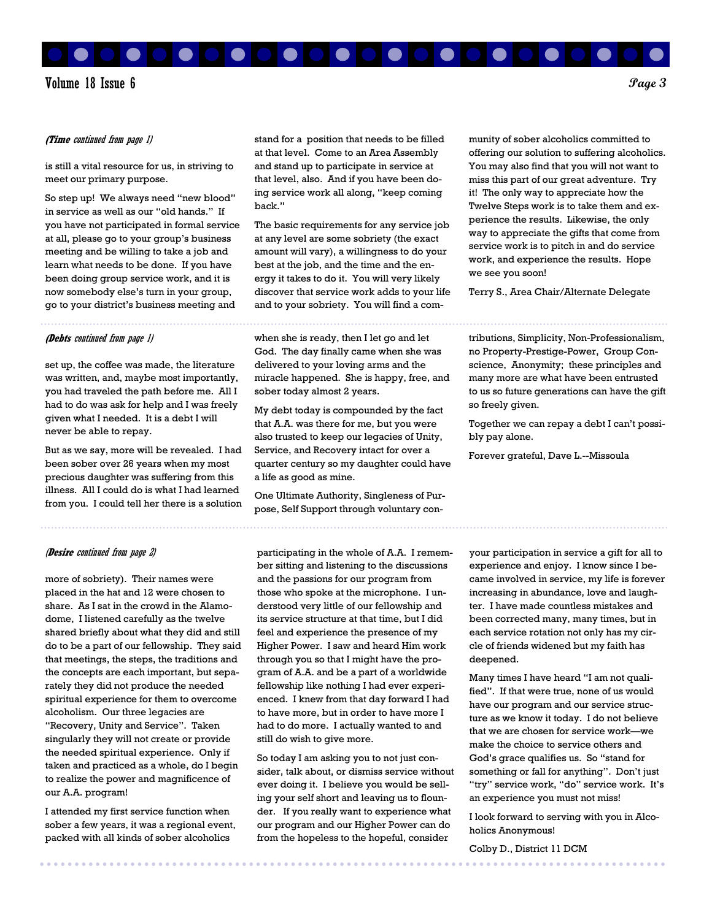*(**Time** continued from page 1)*

is still a vital resource for us, in striving to meet our primary purpose.

So step up! We always need "new blood" in service as well as our "old hands." If you have not participated in formal service at all, please go to your group's business meeting and be willing to take a job and learn what needs to be done. If you have been doing group service work, and it is now somebody else's turn in your group, go to your district's business meeting and stand for a position that needs to be filled at that level. Come to an Area Assembly and stand up to participate in service at that level, also. And if you have been doing service work all along, "keep coming back."

The basic requirements for any service job at any level are some sobriety (the exact amount will vary), a willingness to do your best at the job, and the time and the energy it takes to do it. You will very likely discover that service work adds to your life and to your sobriety. You will find a community of sober alcoholics committed to offering our solution to suffering alcoholics. You may also find that you will not want to miss this part of our great adventure. Try it! The only way to appreciate how the Twelve Steps work is to take them and experience the results. Likewise, the only way to appreciate the gifts that come from service work is to pitch in and do service work, and experience the results. Hope we see you soon!

Terry S., Area Chair/Alternate Delegate

---

*(**Debts** continued from page 1)*

set up, the coffee was made, the literature was written, and, maybe most importantly, you had traveled the path before me. All I had to do was ask for help and I was freely given what I needed. It is a debt I will never be able to repay.

But as we say, more will be revealed. I had been sober over 26 years when my most precious daughter was suffering from this illness. All I could do is what I had learned from you. I could tell her there is a solution when she is ready, then I let go and let God. The day finally came when she was delivered to your loving arms and the miracle happened. She is happy, free, and sober today almost 2 years.

My debt today is compounded by the fact that A.A. was there for me, but you were also trusted to keep our legacies of Unity, Service, and Recovery intact for over a quarter century so my daughter could have a life as good as mine.

One Ultimate Authority, Singleness of Purpose, Self Support through voluntary contributions, Simplicity, Non-Professionalism, no Property-Prestige-Power, Group Conscience, Anonymity; these principles and many more are what have been entrusted to us so future generations can have the gift so freely given.

Together we can repay a debt I can't possibly pay alone.

Forever grateful, Dave L.--Missoula

---

*(**Desire** continued from page 2)*

more of sobriety). Their names were placed in the hat and 12 were chosen to share. As I sat in the crowd in the Alamodome, I listened carefully as the twelve shared briefly about what they did and still do to be a part of our fellowship. They said that meetings, the steps, the traditions and the concepts are each important, but separately they did not produce the needed spiritual experience for them to overcome alcoholism. Our three legacies are "Recovery, Unity and Service". Taken singularly they will not create or provide the needed spiritual experience. Only if taken and practiced as a whole, do I begin to realize the power and magnificence of our A.A. program!

I attended my first service function when sober a few years, it was a regional event, packed with all kinds of sober alcoholics participating in the whole of A.A. I remember sitting and listening to the discussions and the passions for our program from those who spoke at the microphone. I understood very little of our fellowship and its service structure at that time, but I did feel and experience the presence of my Higher Power. I saw and heard Him work through you so that I might have the program of A.A. and be a part of a worldwide fellowship like nothing I had ever experienced. I knew from that day forward I had to have more, but in order to have more I had to do more. I actually wanted to and still do wish to give more.

So today I am asking you to not just consider, talk about, or dismiss service without ever doing it. I believe you would be selling your self short and leaving us to flounder. If you really want to experience what our program and our Higher Power can do from the hopeless to the hopeful, consider your participation in service a gift for all to experience and enjoy. I know since I became involved in service, my life is forever increasing in abundance, love and laughter. I have made countless mistakes and been corrected many, many times, but in each service rotation not only has my circle of friends widened but my faith has deepened.

Many times I have heard "I am not qualified". If that were true, none of us would have our program and our service structure as we know it today. I do not believe that we are chosen for service work—we make the choice to service others and God's grace qualifies us. So "stand for something or fall for anything". Don't just "try" service work, "do" service work. It's an experience you must not miss!

I look forward to serving with you in Alcoholics Anonymous!

Colby D., District 11 DCM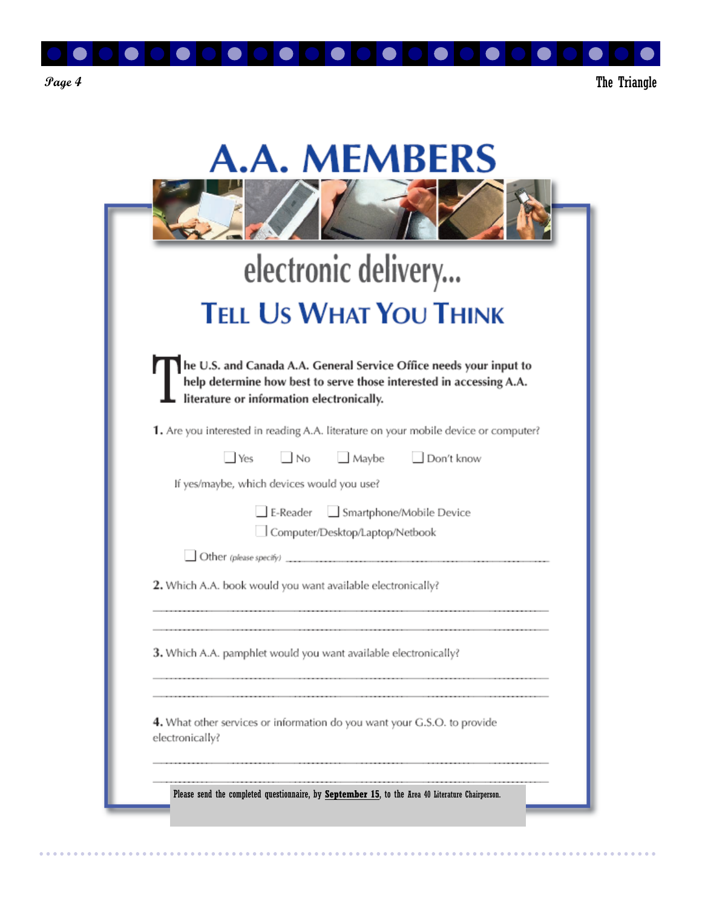# A.A. MEMBERS

## electronic delivery...

## TELL US WHAT YOU THINK

**The U.S. and Canada A.A. General Service Office needs your input to help determine how best to serve those interested in accessing A.A. literature or information electronically.**

**1.** Are you interested in reading A.A. literature on your mobile device or computer?

☐ Yes ☐ No ☐ Maybe ☐ Don't know

If yes/maybe, which devices would you use?

☐ E-Reader ☐ Smartphone/Mobile Device
☐ Computer/Desktop/Laptop/Netbook

☐ Other *(please specify)* ______________________________

**2.** Which A.A. book would you want available electronically?

______________________________

______________________________

**3.** Which A.A. pamphlet would you want available electronically?

______________________________

______________________________

**4.** What other services or information do you want your G.S.O. to provide electronically?

______________________________

______________________________

Please send the completed questionnaire, by **September 15**, to the Area 40 Literature Chairperson.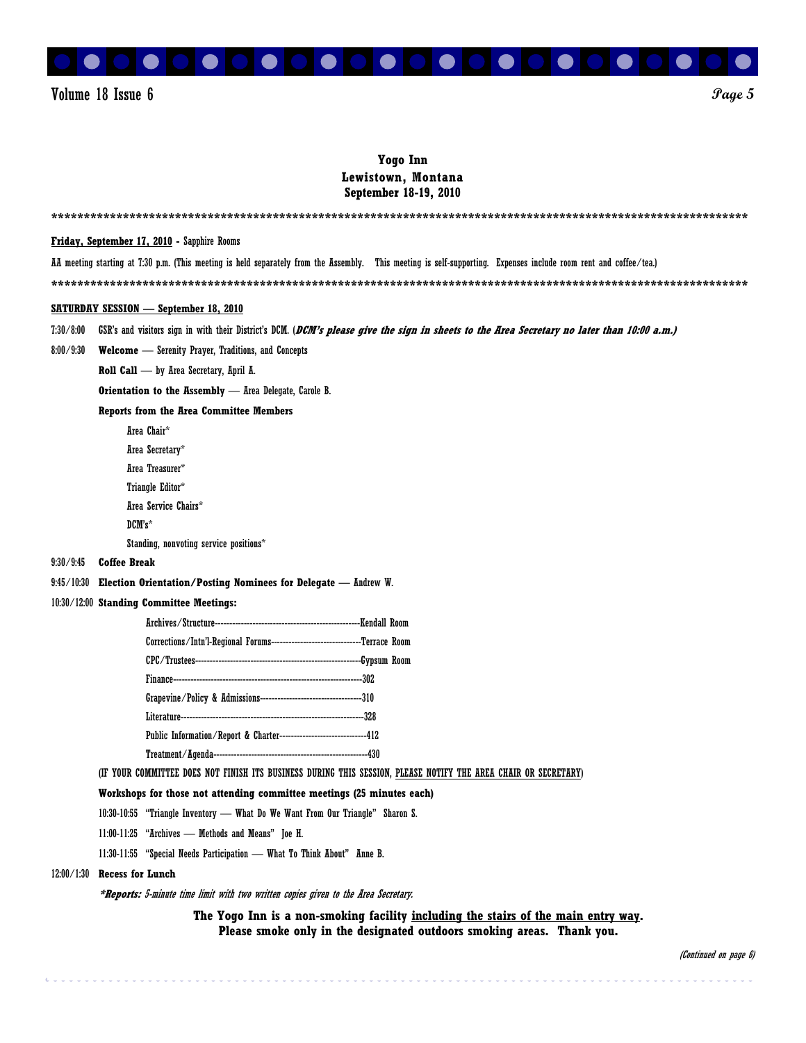**Yogo Inn**
**Lewistown, Montana**
**September 18-19, 2010**

****************************************************************************************************************

**Friday, September 17, 2010** - Sapphire Rooms

AA meeting starting at 7:30 p.m. (This meeting is held separately from the Assembly. This meeting is self-supporting. Expenses include room rent and coffee/tea.)

****************************************************************************************************************

**SATURDAY SESSION — September 18, 2010**

7:30/8:00 GSR's and visitors sign in with their District's DCM. (***DCM's please give the sign in sheets to the Area Secretary no later than 10:00 a.m.)***

8:00/9:30 **Welcome** — Serenity Prayer, Traditions, and Concepts

**Roll Call** — by Area Secretary, April A.

**Orientation to the Assembly** — Area Delegate, Carole B.

**Reports from the Area Committee Members**

- Area Chair*
- Area Secretary*
- Area Treasurer*
- Triangle Editor*
- Area Service Chairs*
- DCM's*
- Standing, nonvoting service positions*

9:30/9:45 **Coffee Break**

9:45/10:30 **Election Orientation/Posting Nominees for Delegate —** Andrew W.

10:30/12:00 **Standing Committee Meetings:**

- Archives/Structure--------------------------------------------------Kendall Room
- Corrections/Intn'l-Regional Forums-------------------------------Terrace Room
- CPC/Trustees---------------------------------------------------------Gypsum Room
- Finance-------------------------------------------------------------------302
- Grapevine/Policy & Admissions-----------------------------------310
- Literature----------------------------------------------------------------328
- Public Information/Report & Charter------------------------------412
- Treatment/Agenda-----------------------------------------------------430

(IF YOUR COMMITTEE DOES NOT FINISH ITS BUSINESS DURING THIS SESSION, PLEASE NOTIFY THE AREA CHAIR OR SECRETARY)

**Workshops for those not attending committee meetings (25 minutes each)**

10:30-10:55 "Triangle Inventory — What Do We Want From Our Triangle" Sharon S.

11:00-11:25 "Archives — Methods and Means" Joe H.

11:30-11:55 "Special Needs Participation — What To Think About" Anne B.

12:00/1:30 **Recess for Lunch**

****Reports:*** *5-minute time limit with two written copies given to the Area Secretary.*

**The Yogo Inn is a non-smoking facility including the stairs of the main entry way.**
**Please smoke only in the designated outdoors smoking areas. Thank you.**

*(Continued on page 6)*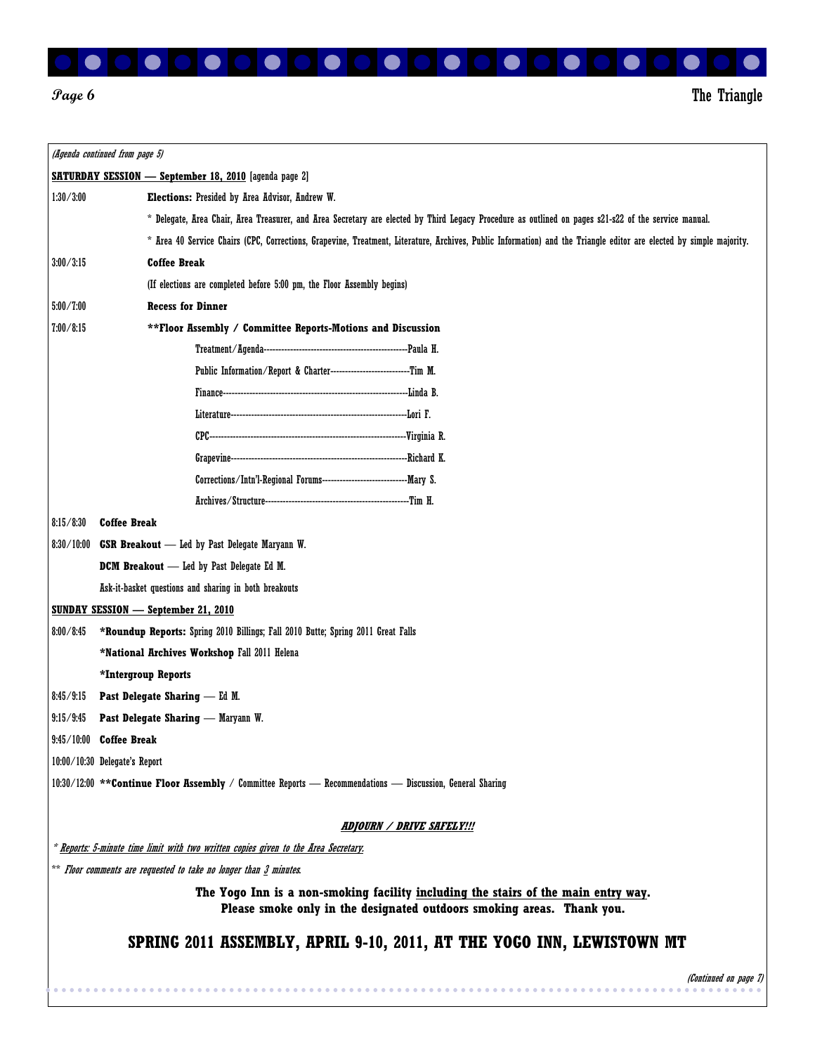*(Agenda continued from page 5)*

**SATURDAY SESSION — September 18, 2010** [agenda page 2]

1:30/3:00 **Elections:** Presided by Area Advisor, Andrew W.

* Delegate, Area Chair, Area Treasurer, and Area Secretary are elected by Third Legacy Procedure as outlined on pages s21-s22 of the service manual.

* Area 40 Service Chairs (CPC, Corrections, Grapevine, Treatment, Literature, Archives, Public Information) and the Triangle editor are elected by simple majority.

3:00/3:15 **Coffee Break**

(If elections are completed before 5:00 pm, the Floor Assembly begins)

5:00/7:00 **Recess for Dinner**

7:00/8:15 **\*\*Floor Assembly / Committee Reports-Motions and Discussion**

- Treatment/Agenda------------------------------------------------Paula H.
- Public Information/Report & Charter---------------------------Tim M.
- Finance----------------------------------------------------------------Linda B.
- Literature--------------------------------------------------------------Lori F.
- CPC---------------------------------------------------------------------Virginia R.
- Grapevine--------------------------------------------------------------Richard K.
- Corrections/Intn'l-Regional Forums-----------------------------Mary S.
- Archives/Structure------------------------------------------------Tim H.

8:15/8:30 **Coffee Break**

8:30/10:00 **GSR Breakout** — Led by Past Delegate Maryann W.

**DCM Breakout** — Led by Past Delegate Ed M.

Ask-it-basket questions and sharing in both breakouts

**SUNDAY SESSION — September 21, 2010**

8:00/8:45 ***Roundup Reports:** Spring 2010 Billings; Fall 2010 Butte; Spring 2011 Great Falls

***National Archives Workshop** Fall 2011 Helena

***Intergroup Reports**

8:45/9:15 **Past Delegate Sharing** — Ed M.

9:15/9:45 **Past Delegate Sharing** — Maryann W.

9:45/10:00 **Coffee Break**

10:00/10:30 Delegate's Report

10:30/12:00 **\*\*Continue Floor Assembly** / Committee Reports — Recommendations — Discussion, General Sharing

***ADJOURN / DRIVE SAFELY!!!***

*\* Reports: 5-minute time limit with two written copies given to the Area Secretary.*

*\*\* Floor comments are requested to take no longer than 3 minutes.*

**The Yogo Inn is a non-smoking facility including the stairs of the main entry way. Please smoke only in the designated outdoors smoking areas. Thank you.**

## SPRING 2011 ASSEMBLY, APRIL 9-10, 2011, AT THE YOGO INN, LEWISTOWN MT

*(Continued on page 7)*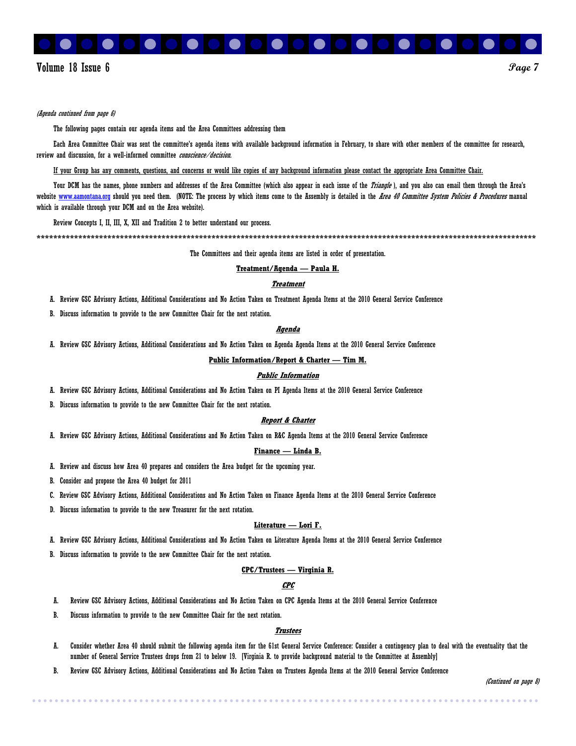*(Agenda continued from page 6)*

The following pages contain our agenda items and the Area Committees addressing them

Each Area Committee Chair was sent the committee's agenda items with available background information in February, to share with other members of the committee for research, review and discussion, for a well-informed committee *conscience/decision.*

<u>If your Group has any comments, questions, and concerns or would like copies of any background information please contact the appropriate Area Committee Chair.</u>

Your DCM has the names, phone numbers and addresses of the Area Committee (which also appear in each issue of the *Triangle* ), and you also can email them through the Area's website www.aamontana.org should you need them. (NOTE: The process by which items come to the Assembly is detailed in the *Area 40 Committee System Policies & Procedures* manual which is available through your DCM and on the Area website).

Review Concepts I, II, III, X, XII and Tradition 2 to better understand our process.

*****************************************************************************************************************************

The Committees and their agenda items are listed in order of presentation.

**<u>Treatment/Agenda — Paula H.</u>**

***<u>Treatment</u>***

A. Review GSC Advisory Actions, Additional Considerations and No Action Taken on Treatment Agenda Items at the 2010 General Service Conference

B. Discuss information to provide to the new Committee Chair for the next rotation.

***<u>Agenda</u>***

A. Review GSC Advisory Actions, Additional Considerations and No Action Taken on Agenda Agenda Items at the 2010 General Service Conference

**<u>Public Information/Report & Charter — Tim M.</u>**

***<u>Public Information</u>***

A. Review GSC Advisory Actions, Additional Considerations and No Action Taken on PI Agenda Items at the 2010 General Service Conference

B. Discuss information to provide to the new Committee Chair for the next rotation.

***<u>Report & Charter</u>***

A. Review GSC Advisory Actions, Additional Considerations and No Action Taken on R&C Agenda Items at the 2010 General Service Conference

**<u>Finance — Linda B.</u>**

A. Review and discuss how Area 40 prepares and considers the Area budget for the upcoming year.

B. Consider and propose the Area 40 budget for 2011

C. Review GSC Advisory Actions, Additional Considerations and No Action Taken on Finance Agenda Items at the 2010 General Service Conference

D. Discuss information to provide to the new Treasurer for the next rotation.

**<u>Literature — Lori F.</u>**

A. Review GSC Advisory Actions, Additional Considerations and No Action Taken on Literature Agenda Items at the 2010 General Service Conference

B. Discuss information to provide to the new Committee Chair for the next rotation.

**<u>CPC/Trustees — Virginia R.</u>**

***<u>CPC</u>***

A. Review GSC Advisory Actions, Additional Considerations and No Action Taken on CPC Agenda Items at the 2010 General Service Conference

B. Discuss information to provide to the new Committee Chair for the next rotation.

***<u>Trustees</u>***

A. Consider whether Area 40 should submit the following agenda item for the 61st General Service Conference: Consider a contingency plan to deal with the eventuality that the number of General Service Trustees drops from 21 to below 19. [Virginia R. to provide background material to the Committee at Assembly]

B. Review GSC Advisory Actions, Additional Considerations and No Action Taken on Trustees Agenda Items at the 2010 General Service Conference

*(Continued on page 8)*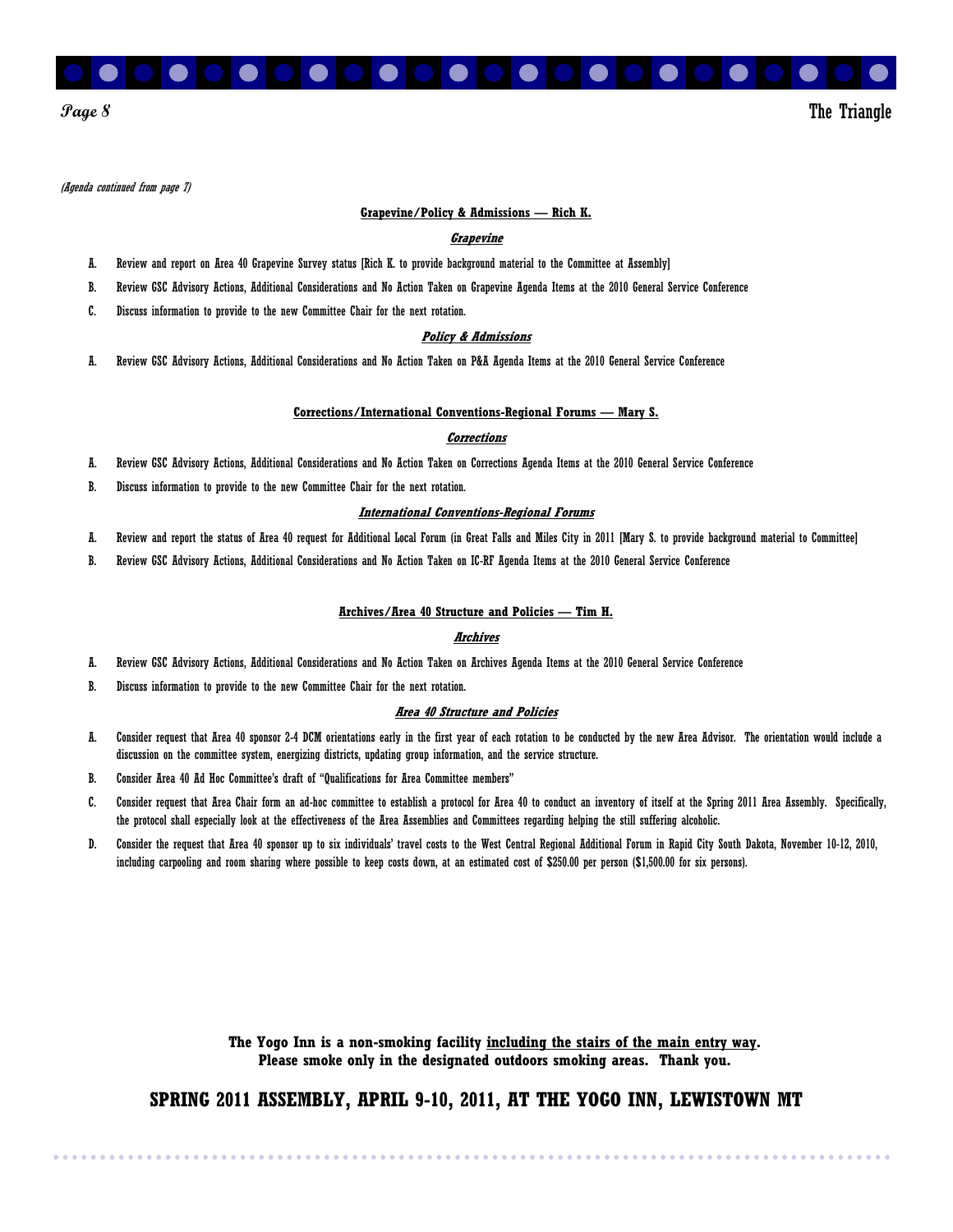*(Agenda continued from page 7)*

**Grapevine/Policy & Admissions — Rich K.**

***Grapevine***

A. Review and report on Area 40 Grapevine Survey status [Rich K. to provide background material to the Committee at Assembly]

B. Review GSC Advisory Actions, Additional Considerations and No Action Taken on Grapevine Agenda Items at the 2010 General Service Conference

C. Discuss information to provide to the new Committee Chair for the next rotation.

***Policy & Admissions***

A. Review GSC Advisory Actions, Additional Considerations and No Action Taken on P&A Agenda Items at the 2010 General Service Conference

**Corrections/International Conventions-Regional Forums — Mary S.**

***Corrections***

A. Review GSC Advisory Actions, Additional Considerations and No Action Taken on Corrections Agenda Items at the 2010 General Service Conference

B. Discuss information to provide to the new Committee Chair for the next rotation.

***International Conventions-Regional Forums***

A. Review and report the status of Area 40 request for Additional Local Forum (in Great Falls and Miles City in 2011 [Mary S. to provide background material to Committee]

B. Review GSC Advisory Actions, Additional Considerations and No Action Taken on IC-RF Agenda Items at the 2010 General Service Conference

**Archives/Area 40 Structure and Policies — Tim H.**

***Archives***

A. Review GSC Advisory Actions, Additional Considerations and No Action Taken on Archives Agenda Items at the 2010 General Service Conference

B. Discuss information to provide to the new Committee Chair for the next rotation.

***Area 40 Structure and Policies***

A. Consider request that Area 40 sponsor 2-4 DCM orientations early in the first year of each rotation to be conducted by the new Area Advisor. The orientation would include a discussion on the committee system, energizing districts, updating group information, and the service structure.

B. Consider Area 40 Ad Hoc Committee's draft of "Qualifications for Area Committee members"

C. Consider request that Area Chair form an ad-hoc committee to establish a protocol for Area 40 to conduct an inventory of itself at the Spring 2011 Area Assembly. Specifically, the protocol shall especially look at the effectiveness of the Area Assemblies and Committees regarding helping the still suffering alcoholic.

D. Consider the request that Area 40 sponsor up to six individuals' travel costs to the West Central Regional Additional Forum in Rapid City South Dakota, November 10-12, 2010, including carpooling and room sharing where possible to keep costs down, at an estimated cost of $250.00 per person ($1,500.00 for six persons).

**The Yogo Inn is a non-smoking facility including the stairs of the main entry way.**
**Please smoke only in the designated outdoors smoking areas. Thank you.**

## SPRING 2011 ASSEMBLY, APRIL 9-10, 2011, AT THE YOGO INN, LEWISTOWN MT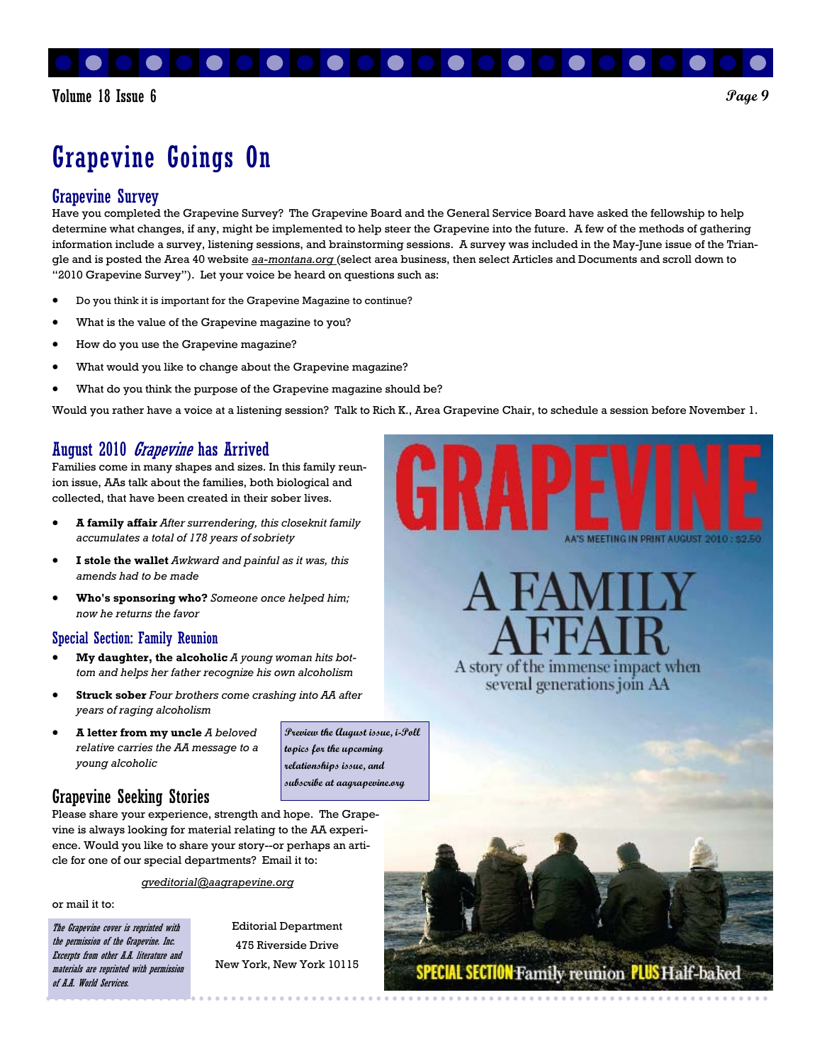# Grapevine Goings On

## Grapevine Survey

Have you completed the Grapevine Survey? The Grapevine Board and the General Service Board have asked the fellowship to help determine what changes, if any, might be implemented to help steer the Grapevine into the future. A few of the methods of gathering information include a survey, listening sessions, and brainstorming sessions. A survey was included in the May-June issue of the Triangle and is posted the Area 40 website *aa-montana.org* (select area business, then select Articles and Documents and scroll down to "2010 Grapevine Survey"). Let your voice be heard on questions such as:

- Do you think it is important for the Grapevine Magazine to continue?
- What is the value of the Grapevine magazine to you?
- How do you use the Grapevine magazine?
- What would you like to change about the Grapevine magazine?
- What do you think the purpose of the Grapevine magazine should be?

Would you rather have a voice at a listening session? Talk to Rich K., Area Grapevine Chair, to schedule a session before November 1.

## August 2010 *Grapevine* has Arrived

Families come in many shapes and sizes. In this family reunion issue, AAs talk about the families, both biological and collected, that have been created in their sober lives.

- **A family affair** *After surrendering, this closeknit family accumulates a total of 178 years of sobriety*
- **I stole the wallet** *Awkward and painful as it was, this amends had to be made*
- **Who's sponsoring who?** *Someone once helped him; now he returns the favor*

### Special Section: Family Reunion

- **My daughter, the alcoholic** *A young woman hits bottom and helps her father recognize his own alcoholism*
- **Struck sober** *Four brothers come crashing into AA after years of raging alcoholism*
- **A letter from my uncle** *A beloved relative carries the AA message to a young alcoholic*

*Preview the August issue, i-Poll topics for the upcoming relationships issue, and subscribe at aagrapevine.org*

GRAPEVINE

AA'S MEETING IN PRINT AUGUST 2010 : $2.50

A FAMILY AFFAIR

A story of the immense impact when several generations join AA

SPECIAL SECTION Family reunion PLUS Half-baked

## Grapevine Seeking Stories

Please share your experience, strength and hope. The Grapevine is always looking for material relating to the AA experience. Would you like to share your story--or perhaps an article for one of our special departments? Email it to:

*gveditorial@aagrapevine.org*

or mail it to:

Editorial Department
475 Riverside Drive
New York, New York 10115

*The Grapevine cover is reprinted with the permission of the Grapevine. Inc. Excerpts from other A.A. literature and materials are reprinted with permission of A.A. World Services.*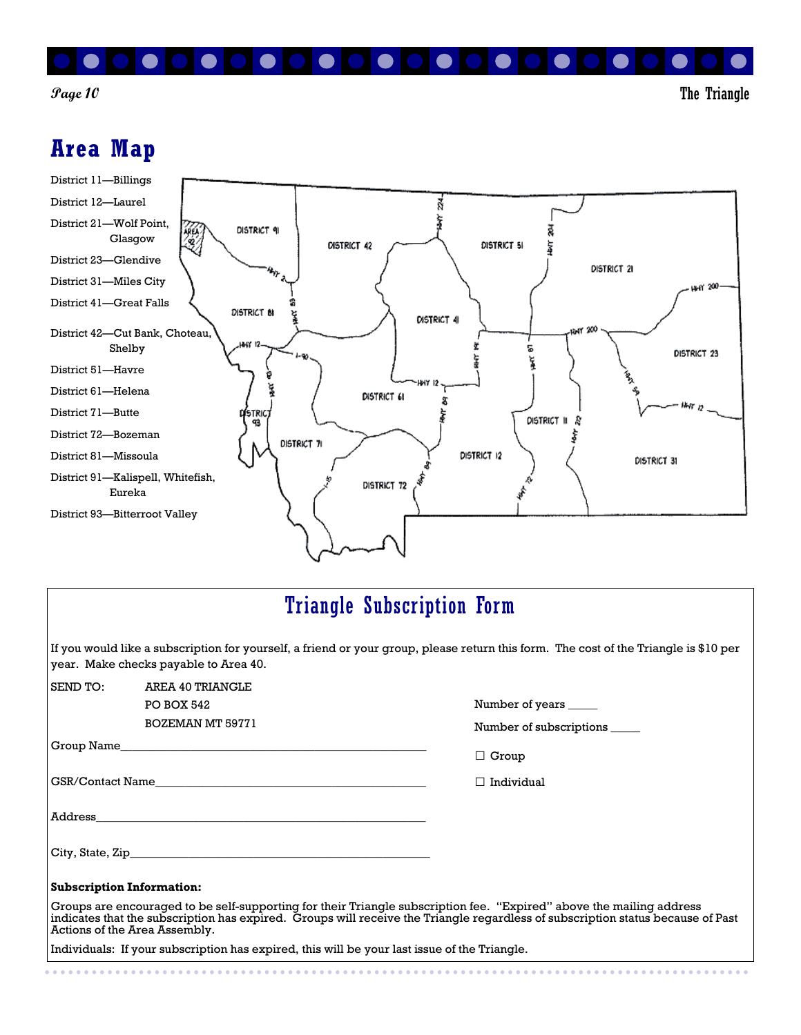# Area Map

District 11—Billings

District 12—Laurel

District 21—Wolf Point, Glasgow

District 23—Glendive

District 31—Miles City

District 41—Great Falls

District 42—Cut Bank, Choteau, Shelby

District 51—Havre

District 61—Helena

District 71—Butte

District 72—Bozeman

District 81—Missoula

District 91—Kalispell, Whitefish, Eureka

District 93—Bitterroot Valley

## Triangle Subscription Form

If you would like a subscription for yourself, a friend or your group, please return this form. The cost of the Triangle is $10 per year. Make checks payable to Area 40.

SEND TO: AREA 40 TRIANGLE
PO BOX 542
BOZEMAN MT 59771

Number of years _____

Number of subscriptions _____

Group Name_______________________________________________

☐ Group

GSR/Contact Name_________________________________________

☐ Individual

Address___________________________________________________

City, State, Zip_____________________________________________

**Subscription Information:**

Groups are encouraged to be self-supporting for their Triangle subscription fee. "Expired" above the mailing address indicates that the subscription has expired. Groups will receive the Triangle regardless of subscription status because of Past Actions of the Area Assembly.

Individuals: If your subscription has expired, this will be your last issue of the Triangle.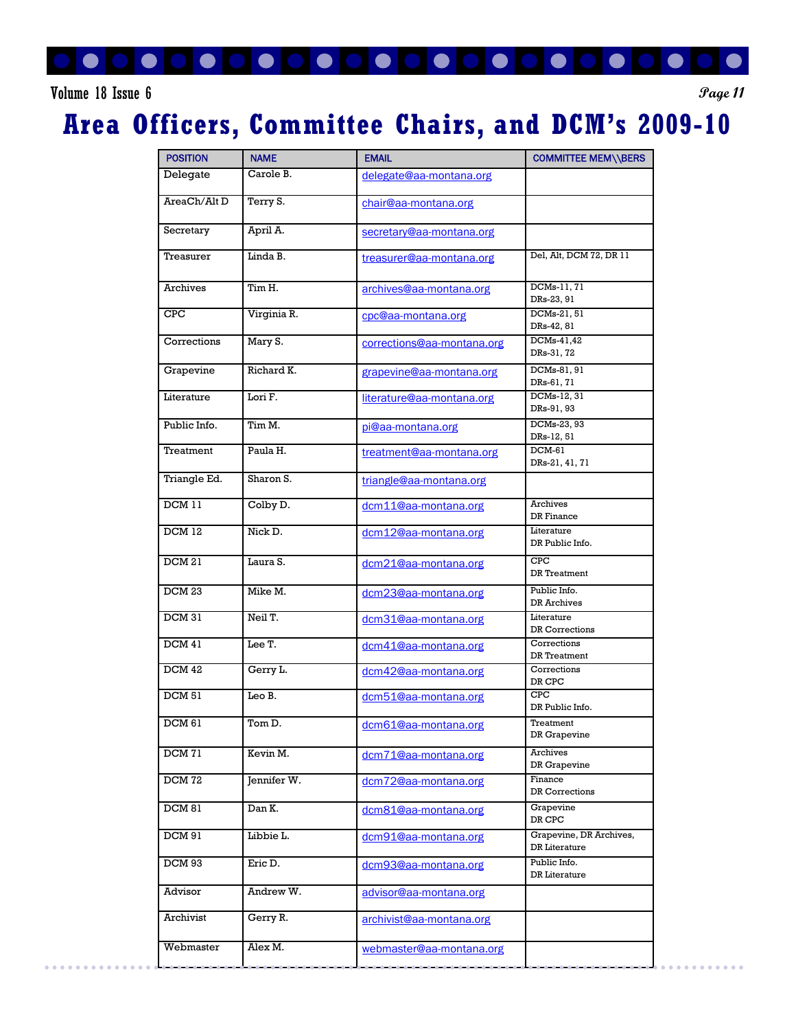# Area Officers, Committee Chairs, and DCM's 2009-10

| POSITION | NAME | EMAIL | COMMITTEE MEM\\BERS |
|---|---|---|---|
| Delegate | Carole B. | delegate@aa-montana.org | |
| AreaCh/Alt D | Terry S. | chair@aa-montana.org | |
| Secretary | April A. | secretary@aa-montana.org | |
| Treasurer | Linda B. | treasurer@aa-montana.org | Del, Alt, DCM 72, DR 11 |
| Archives | Tim H. | archives@aa-montana.org | DCMs-11, 71<br>DRs-23, 91 |
| CPC | Virginia R. | cpc@aa-montana.org | DCMs-21, 51<br>DRs-42, 81 |
| Corrections | Mary S. | corrections@aa-montana.org | DCMs-41,42<br>DRs-31, 72 |
| Grapevine | Richard K. | grapevine@aa-montana.org | DCMs-81, 91<br>DRs-61, 71 |
| Literature | Lori F. | literature@aa-montana.org | DCMs-12, 31<br>DRs-91, 93 |
| Public Info. | Tim M. | pi@aa-montana.org | DCMs-23, 93<br>DRs-12, 51 |
| Treatment | Paula H. | treatment@aa-montana.org | DCM-61<br>DRs-21, 41, 71 |
| Triangle Ed. | Sharon S. | triangle@aa-montana.org | |
| DCM 11 | Colby D. | dcm11@aa-montana.org | Archives<br>DR Finance |
| DCM 12 | Nick D. | dcm12@aa-montana.org | Literature<br>DR Public Info. |
| DCM 21 | Laura S. | dcm21@aa-montana.org | CPC<br>DR Treatment |
| DCM 23 | Mike M. | dcm23@aa-montana.org | Public Info.<br>DR Archives |
| DCM 31 | Neil T. | dcm31@aa-montana.org | Literature<br>DR Corrections |
| DCM 41 | Lee T. | dcm41@aa-montana.org | Corrections<br>DR Treatment |
| DCM 42 | Gerry L. | dcm42@aa-montana.org | Corrections<br>DR CPC |
| DCM 51 | Leo B. | dcm51@aa-montana.org | CPC<br>DR Public Info. |
| DCM 61 | Tom D. | dcm61@aa-montana.org | Treatment<br>DR Grapevine |
| DCM 71 | Kevin M. | dcm71@aa-montana.org | Archives<br>DR Grapevine |
| DCM 72 | Jennifer W. | dcm72@aa-montana.org | Finance<br>DR Corrections |
| DCM 81 | Dan K. | dcm81@aa-montana.org | Grapevine<br>DR CPC |
| DCM 91 | Libbie L. | dcm91@aa-montana.org | Grapevine, DR Archives,<br>DR Literature |
| DCM 93 | Eric D. | dcm93@aa-montana.org | Public Info.<br>DR Literature |
| Advisor | Andrew W. | advisor@aa-montana.org | |
| Archivist | Gerry R. | archivist@aa-montana.org | |
| Webmaster | Alex M. | webmaster@aa-montana.org | |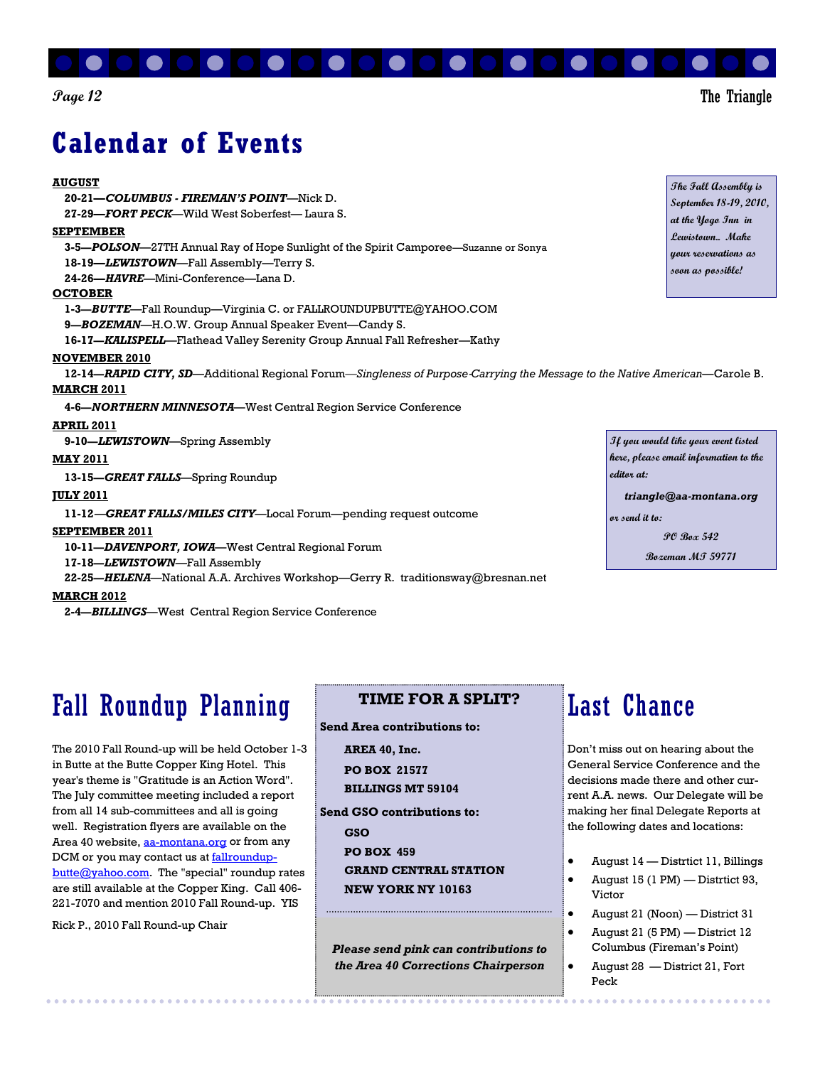# Calendar of Events

**AUGUST**

**20-21—*COLUMBUS - FIREMAN'S POINT***—Nick D.
**27-29—*FORT PECK***—Wild West Soberfest— Laura S.

**SEPTEMBER**

**3-5—*POLSON***—27TH Annual Ray of Hope Sunlight of the Spirit Camporee—Suzanne or Sonya
**18-19—*LEWISTOWN***—Fall Assembly—Terry S.
**24-26—*HAVRE***—Mini-Conference—Lana D.

**OCTOBER**

**1-3—*BUTTE***—Fall Roundup—Virginia C. or FALLROUNDUPBUTTE@YAHOO.COM
**9—*BOZEMAN***—H.O.W. Group Annual Speaker Event—Candy S.
**16-17—*KALISPELL***—Flathead Valley Serenity Group Annual Fall Refresher—Kathy

**NOVEMBER 2010**

**12-14—*RAPID CITY, SD***—Additional Regional Forum—*Singleness of Purpose-Carrying the Message to the Native American*—Carole B.

**MARCH 2011**

**4-6—*NORTHERN MINNESOTA***—West Central Region Service Conference

**APRIL 2011**

**9-10—*LEWISTOWN***—Spring Assembly

**MAY 2011**

**13-15—*GREAT FALLS***—Spring Roundup

**JULY 2011**

**11-12—*GREAT FALLS/MILES CITY***—Local Forum—pending request outcome

**SEPTEMBER 2011**

**10-11—*DAVENPORT, IOWA***—West Central Regional Forum
**17-18—*LEWISTOWN***—Fall Assembly
**22-25—*HELENA***—National A.A. Archives Workshop—Gerry R. traditionsway@bresnan.net

**MARCH 2012**

**2-4—*BILLINGS***—West Central Region Service Conference

*The Fall Assembly is September 18-19, 2010, at the Yogo Inn in Lewistown.. Make your reservations as soon as possible!*

*If you would like your event listed here, please email information to the editor at:*

***triangle@aa-montana.org***

*or send it to:*

*PO Box 542*
*Bozeman MT 59771*

## Fall Roundup Planning

The 2010 Fall Round-up will be held October 1-3 in Butte at the Butte Copper King Hotel. This year's theme is "Gratitude is an Action Word". The July committee meeting included a report from all 14 sub-committees and all is going well. Registration flyers are available on the Area 40 website, aa-montana.org or from any DCM or you may contact us at fallroundup-butte@yahoo.com. The "special" roundup rates are still available at the Copper King. Call 406-221-7070 and mention 2010 Fall Round-up. YIS

Rick P., 2010 Fall Round-up Chair

## TIME FOR A SPLIT?

**Send Area contributions to:**

**AREA 40, Inc.**
**PO BOX 21577**
**BILLINGS MT 59104**

**Send GSO contributions to:**

**GSO**
**PO BOX 459**
**GRAND CENTRAL STATION**
**NEW YORK NY 10163**

***Please send pink can contributions to the Area 40 Corrections Chairperson***

## Last Chance

Don't miss out on hearing about the General Service Conference and the decisions made there and other current A.A. news. Our Delegate will be making her final Delegate Reports at the following dates and locations:

- August 14 — Distrtict 11, Billings
- August 15 (1 PM) — Distrtict 93, Victor
- August 21 (Noon) — District 31
- August 21 (5 PM) — District 12 Columbus (Fireman's Point)
- August 28 — District 21, Fort Peck